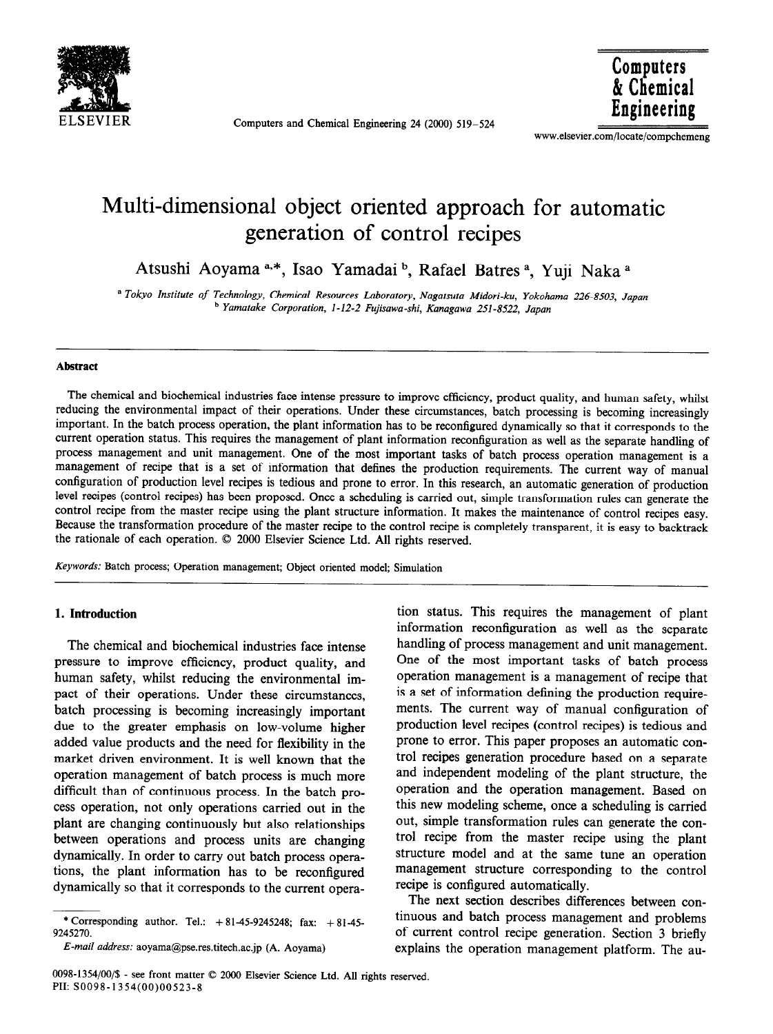# Multi-dimensional object oriented approach for automatic generation of control recipes

Atsushi Aoyama [a,*], Isao Yamadai [b], Rafael Batres [a], Yuji Naka [a]

[a] *Tokyo Institute of Technology, Chemical Resources Laboratory, Nagatsuta Midori-ku, Yokohama 226-8503, Japan*
[b] *Yamatake Corporation, 1-12-2 Fujisawa-shi, Kanagawa 251-8522, Japan*

---

**Abstract**

The chemical and biochemical industries face intense pressure to improve efficiency, product quality, and human safety, whilst reducing the environmental impact of their operations. Under these circumstances, batch processing is becoming increasingly important. In the batch process operation, the plant information has to be reconfigured dynamically so that it corresponds to the current operation status. This requires the management of plant information reconfiguration as well as the separate handling of process management and unit management. One of the most important tasks of batch process operation management is a management of recipe that is a set of information that defines the production requirements. The current way of manual configuration of production level recipes is tedious and prone to error. In this research, an automatic generation of production level recipes (control recipes) has been proposed. Once a scheduling is carried out, simple transformation rules can generate the control recipe from the master recipe using the plant structure information. It makes the maintenance of control recipes easy. Because the transformation procedure of the master recipe to the control recipe is completely transparent, it is easy to backtrack the rationale of each operation. © 2000 Elsevier Science Ltd. All rights reserved.

*Keywords:* Batch process; Operation management; Object oriented model; Simulation

---

## 1. Introduction

The chemical and biochemical industries face intense pressure to improve efficiency, product quality, and human safety, whilst reducing the environmental impact of their operations. Under these circumstances, batch processing is becoming increasingly important due to the greater emphasis on low-volume higher added value products and the need for flexibility in the market driven environment. It is well known that the operation management of batch process is much more difficult than of continuous process. In the batch process operation, not only operations carried out in the plant are changing continuously but also relationships between operations and process units are changing dynamically. In order to carry out batch process operations, the plant information has to be reconfigured dynamically so that it corresponds to the current operation status. This requires the management of plant information reconfiguration as well as the separate handling of process management and unit management. One of the most important tasks of batch process operation management is a management of recipe that is a set of information defining the production requirements. The current way of manual configuration of production level recipes (control recipes) is tedious and prone to error. This paper proposes an automatic control recipes generation procedure based on a separate and independent modeling of the plant structure, the operation and the operation management. Based on this new modeling scheme, once a scheduling is carried out, simple transformation rules can generate the control recipe from the master recipe using the plant structure model and at the same tune an operation management structure corresponding to the control recipe is configured automatically.

The next section describes differences between continuous and batch process management and problems of current control recipe generation. Section 3 briefly explains the operation management platform. The au-

---

\* Corresponding author. Tel.: +81-45-9245248; fax: +81-45-9245270.

*E-mail address:* aoyama@pse.res.titech.ac.jp (A. Aoyama)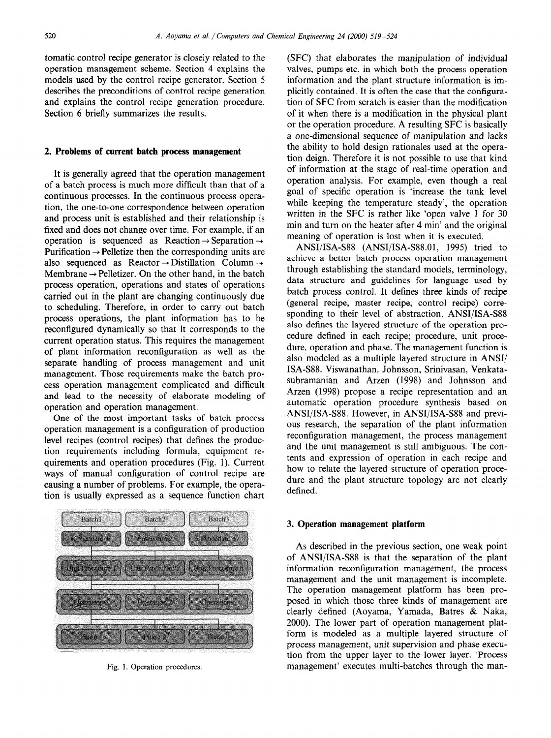tomatic control recipe generator is closely related to the operation management scheme. Section 4 explains the models used by the control recipe generator. Section 5 describes the preconditions of control recipe generation and explains the control recipe generation procedure. Section 6 briefly summarizes the results.

## 2. Problems of current batch process management

It is generally agreed that the operation management of a batch process is much more difficult than that of a continuous processes. In the continuous process operation, the one-to-one correspondence between operation and process unit is established and their relationship is fixed and does not change over time. For example, if an operation is sequenced as Reaction → Separation → Purification → Pelletize then the corresponding units are also sequenced as Reactor → Distillation Column → Membrane → Pelletizer. On the other hand, in the batch process operation, operations and states of operations carried out in the plant are changing continuously due to scheduling. Therefore, in order to carry out batch process operations, the plant information has to be reconfigured dynamically so that it corresponds to the current operation status. This requires the management of plant information reconfiguration as well as the separate handling of process management and unit management. Those requirements make the batch process operation management complicated and difficult and lead to the necessity of elaborate modeling of operation and operation management.

One of the most important tasks of batch process operation management is a configuration of production level recipes (control recipes) that defines the production requirements including formula, equipment requirements and operation procedures (Fig. 1). Current ways of manual configuration of control recipe are causing a number of problems. For example, the operation is usually expressed as a sequence function chart

Batch1
Batch2
Batch3
Procedure 1
Procedure 2
Procedure n
Unit Procedure 1
Unit Procedure 2
Unit Procedure n
Operation 1
Operation 2
Operation n
Phase 1
Phase 2
Phase n

Fig. 1. Operation procedures.

(SFC) that elaborates the manipulation of individual valves, pumps etc. in which both the process operation information and the plant structure information is implicitly contained. It is often the case that the configuration of SFC from scratch is easier than the modification of it when there is a modification in the physical plant or the operation procedure. A resulting SFC is basically a one-dimensional sequence of manipulation and lacks the ability to hold design rationales used at the operation deign. Therefore it is not possible to use that kind of information at the stage of real-time operation and operation analysis. For example, even though a real goal of specific operation is 'increase the tank level while keeping the temperature steady', the operation written in the SFC is rather like 'open valve 1 for 30 min and turn on the heater after 4 min' and the original meaning of operation is lost when it is executed.

ANSI/ISA-S88 (ANSI/ISA-S88.01, 1995) tried to achieve a better batch process operation management through establishing the standard models, terminology, data structure and guidelines for language used by batch process control. It defines three kinds of recipe (general recipe, master recipe, control recipe) corresponding to their level of abstraction. ANSI/ISA-S88 also defines the layered structure of the operation procedure defined in each recipe; procedure, unit procedure, operation and phase. The management function is also modeled as a multiple layered structure in ANSI/ISA-S88. Viswanathan, Johnsson, Srinivasan, Venkatasubramanian and Arzen (1998) and Johnsson and Arzen (1998) propose a recipe representation and an automatic operation procedure synthesis based on ANSI/ISA-S88. However, in ANSI/ISA-S88 and previous research, the separation of the plant information reconfiguration management, the process management and the unit management is still ambiguous. The contents and expression of operation in each recipe and how to relate the layered structure of operation procedure and the plant structure topology are not clearly defined.

## 3. Operation management platform

As described in the previous section, one weak point of ANSI/ISA-S88 is that the separation of the plant information reconfiguration management, the process management and the unit management is incomplete. The operation management platform has been proposed in which those three kinds of management are clearly defined (Aoyama, Yamada, Batres & Naka, 2000). The lower part of operation management platform is modeled as a multiple layered structure of process management, unit supervision and phase execution from the upper layer to the lower layer. 'Process management' executes multi-batches through the man-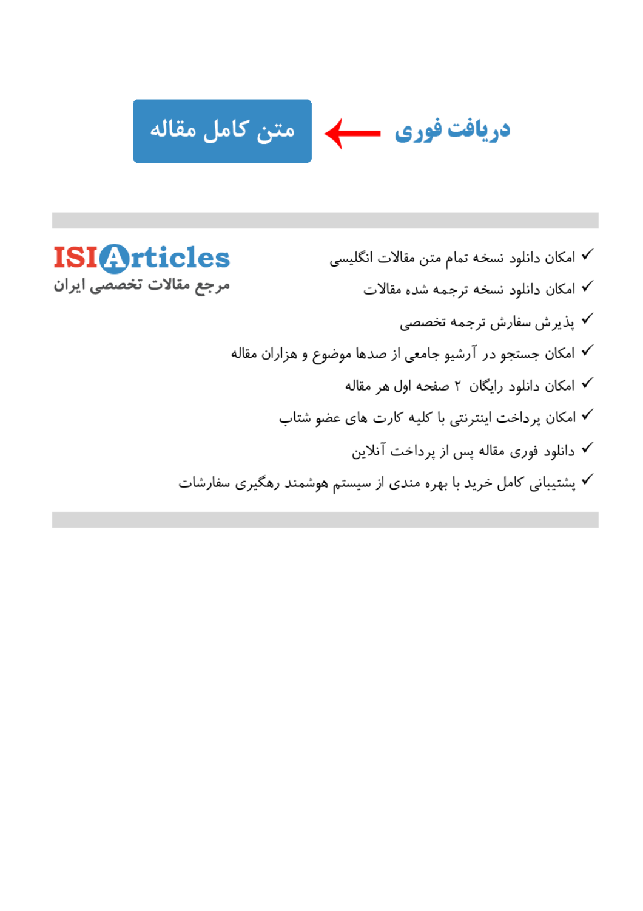دریافت فوری ← متن کامل مقاله

**ISIArticles**
مرجع مقالات تخصصی ایران

- ✓ امکان دانلود نسخه تمام متن مقالات انگلیسی
- ✓ امکان دانلود نسخه ترجمه شده مقالات
- ✓ پذیرش سفارش ترجمه تخصصی
- ✓ امکان جستجو در آرشیو جامعی از صدها موضوع و هزاران مقاله
- ✓ امکان دانلود رایگان ۲ صفحه اول هر مقاله
- ✓ امکان پرداخت اینترنتی با کلیه کارت های عضو شتاب
- ✓ دانلود فوری مقاله پس از پرداخت آنلاین
- ✓ پشتیبانی کامل خرید با بهره مندی از سیستم هوشمند رهگیری سفارشات